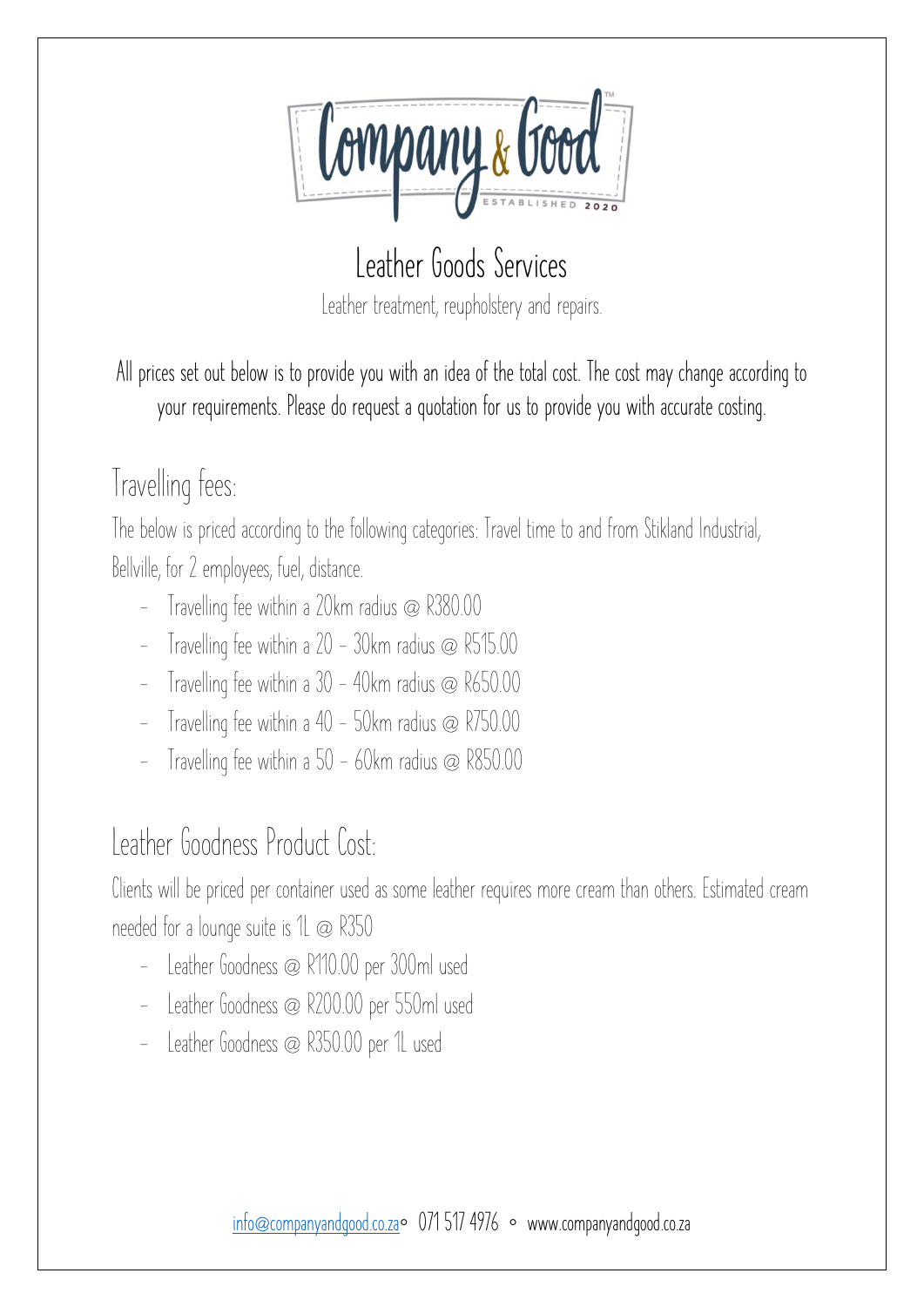# Leather Goods Services

Leather treatment, reupholstery and repairs.

All prices set out below is to provide you with an idea of the total cost. The cost may change according to your requirements. Please do request a quotation for us to provide you with accurate costing.

## Travelling fees:

The below is priced according to the following categories: Travel time to and from Stikland Industrial, Bellville, for 2 employees, fuel, distance.

- Travelling fee within a 20km radius @ R380.00
- Travelling fee within a 20 – 30km radius @ R515.00
- Travelling fee within a 30 – 40km radius @ R650.00
- Travelling fee within a 40 – 50km radius @ R750.00
- Travelling fee within a 50 – 60km radius @ R850.00

## Leather Goodness Product Cost:

Clients will be priced per container used as some leather requires more cream than others. Estimated cream needed for a lounge suite is 1L @ R350

- Leather Goodness @ R110.00 per 300ml used
- Leather Goodness @ R200.00 per 550ml used
- Leather Goodness @ R350.00 per 1L used

info@companyandgood.co.za ∘ 071 517 4976 ∘ www.companyandgood.co.za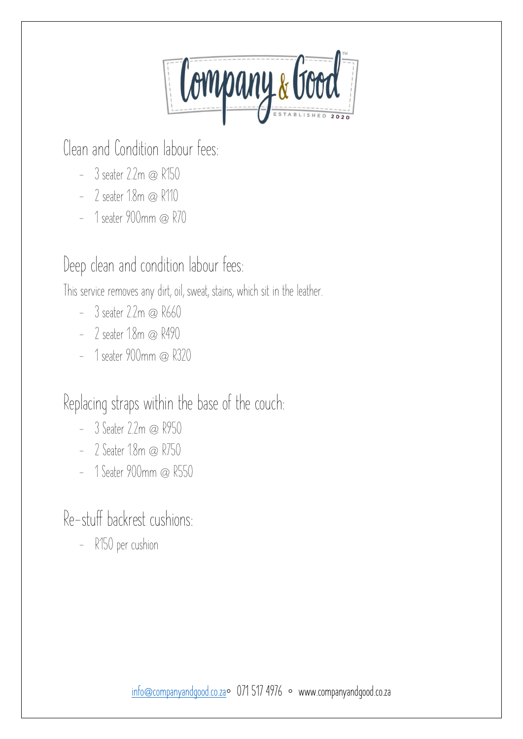## Clean and Condition labour fees:

- 3 seater 2.2m @ R150
- 2 seater 1.8m @ R110
- 1 seater 900mm @ R70

## Deep clean and condition labour fees:

This service removes any dirt, oil, sweat, stains, which sit in the leather.

- 3 seater 2.2m @ R660
- 2 seater 1.8m @ R490
- 1 seater 900mm @ R320

## Replacing straps within the base of the couch:

- 3 Seater 2.2m @ R950
- 2 Seater 1.8m @ R750
- 1 Seater 900mm @ R550

## Re-stuff backrest cushions:

- R150 per cushion

info@companyandgood.co.za • 071 517 4976 • www.companyandgood.co.za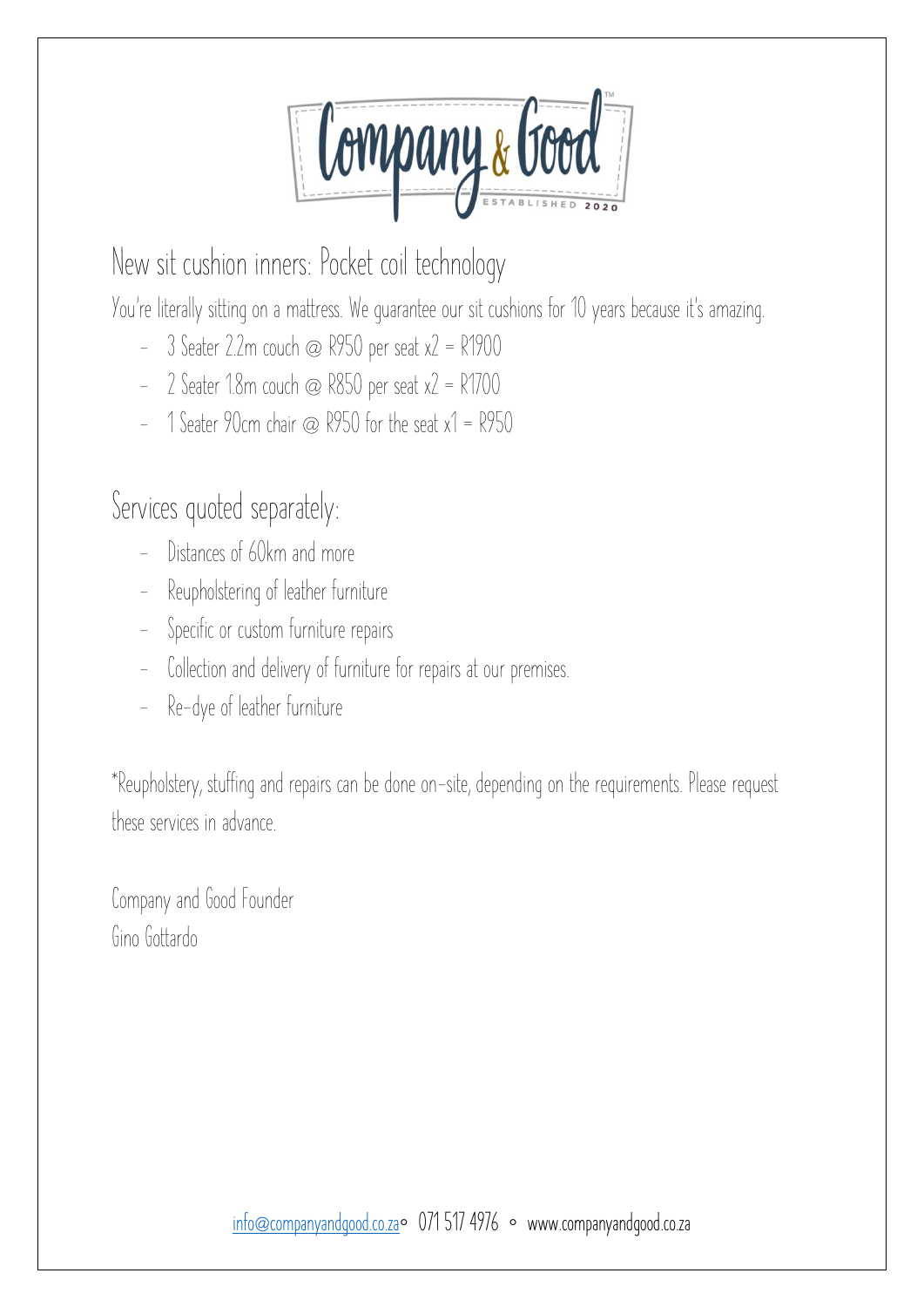## New sit cushion inners: Pocket coil technology

You're literally sitting on a mattress. We guarantee our sit cushions for 10 years because it's amazing.

- 3 Seater 2.2m couch @ R950 per seat x2 = R1900
- 2 Seater 1.8m couch @ R850 per seat x2 = R1700
- 1 Seater 90cm chair @ R950 for the seat x1 = R950

## Services quoted separately:

- Distances of 60km and more
- Reupholstering of leather furniture
- Specific or custom furniture repairs
- Collection and delivery of furniture for repairs at our premises.
- Re-dye of leather furniture

*Reupholstery, stuffing and repairs can be done on-site, depending on the requirements. Please request these services in advance.

Company and Good Founder
Gino Gottardo

info@companyandgood.co.za • 071 517 4976 • www.companyandgood.co.za